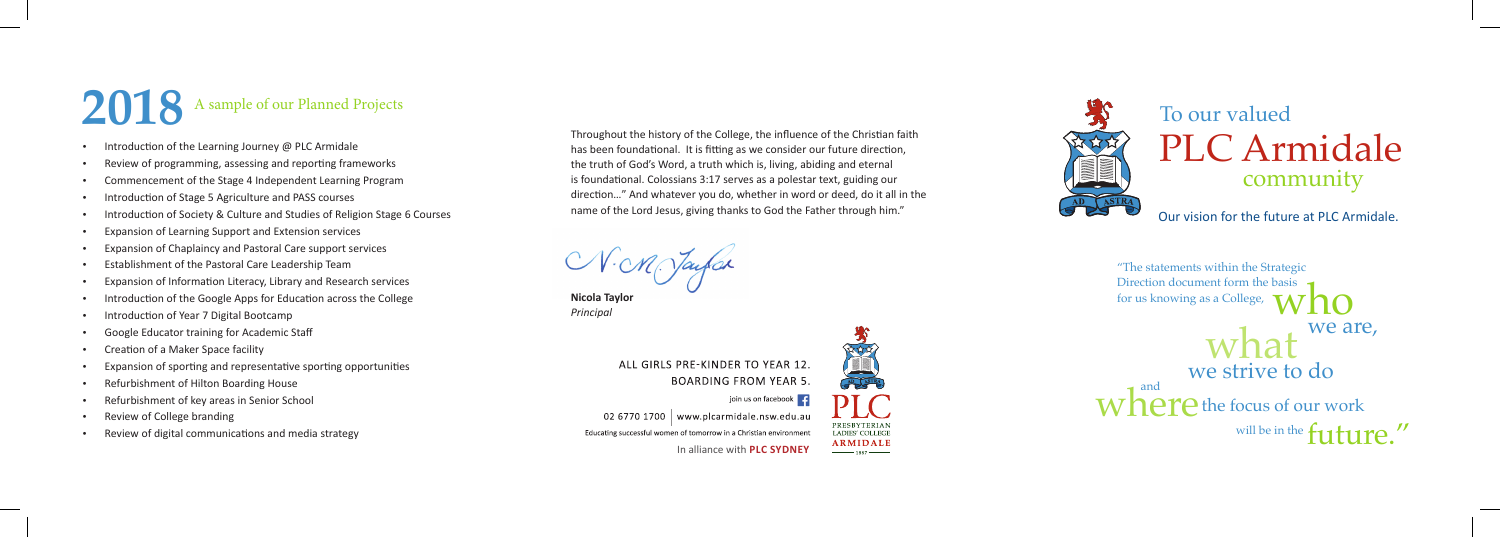# 2018 A sample of our Planned Projects

- Introduction of the Learning Journey @ PLC Armidale
- Review of programming, assessing and reporting frameworks
- Commencement of the Stage 4 Independent Learning Program
- Introduction of Stage 5 Agriculture and PASS courses
- Introduction of Society & Culture and Studies of Religion Stage 6 Courses
- Expansion of Learning Support and Extension services
- Expansion of Chaplaincy and Pastoral Care support services
- Establishment of the Pastoral Care Leadership Team
- Expansion of Information Literacy, Library and Research services
- Introduction of the Google Apps for Education across the College
- Introduction of Year 7 Digital Bootcamp
- Google Educator training for Academic Staff
- Creation of a Maker Space facility
- Expansion of sporting and representative sporting opportunities
- Refurbishment of Hilton Boarding House
- Refurbishment of key areas in Senior School
- Review of College branding
- Review of digital communications and media strategy

Throughout the history of the College, the influence of the Christian faith has been foundational. It is fitting as we consider our future direction, the truth of God's Word, a truth which is, living, abiding and eternal is foundational. Colossians 3:17 serves as a polestar text, guiding our direction..." And whatever you do, whether in word or deed, do it all in the name of the Lord Jesus, giving thanks to God the Father through him."

**Nicola Taylor**
*Principal*

ALL GIRLS PRE-KINDER TO YEAR 12.
BOARDING FROM YEAR 5.

join us on facebook

02 6770 1700 | www.plcarmidale.nsw.edu.au

Educating successful women of tomorrow in a Christian environment

In alliance with **PLC SYDNEY**

PLC
PRESBYTERIAN LADIES' COLLEGE
ARMIDALE
1887

AD ASTRA

# To our valued PLC Armidale community

Our vision for the future at PLC Armidale.

"The statements within the Strategic Direction document form the basis for us knowing as a College, who we are, what we strive to do and where the focus of our work will be in the future."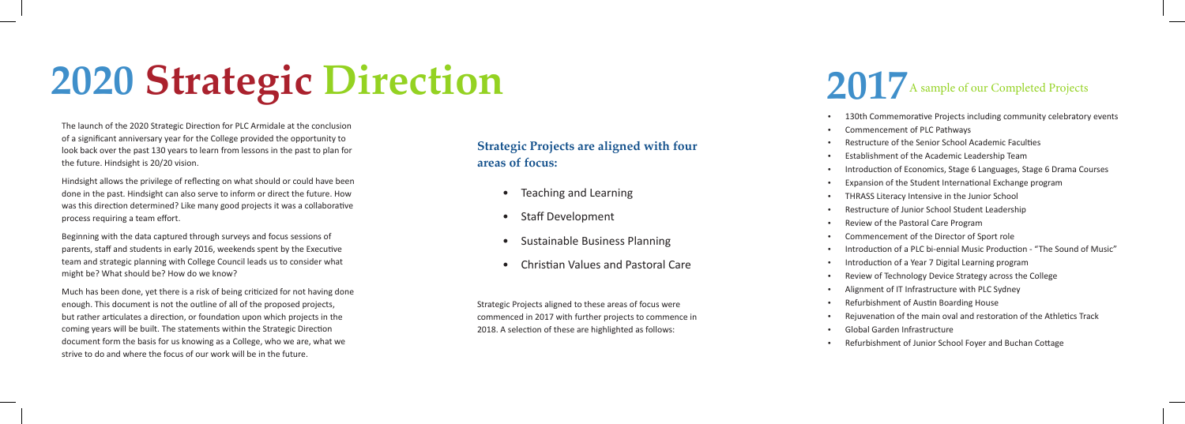# 2020 Strategic Direction

The launch of the 2020 Strategic Direction for PLC Armidale at the conclusion of a significant anniversary year for the College provided the opportunity to look back over the past 130 years to learn from lessons in the past to plan for the future. Hindsight is 20/20 vision.

Hindsight allows the privilege of reflecting on what should or could have been done in the past. Hindsight can also serve to inform or direct the future. How was this direction determined? Like many good projects it was a collaborative process requiring a team effort.

Beginning with the data captured through surveys and focus sessions of parents, staff and students in early 2016, weekends spent by the Executive team and strategic planning with College Council leads us to consider what might be? What should be? How do we know?

Much has been done, yet there is a risk of being criticized for not having done enough. This document is not the outline of all of the proposed projects, but rather articulates a direction, or foundation upon which projects in the coming years will be built. The statements within the Strategic Direction document form the basis for us knowing as a College, who we are, what we strive to do and where the focus of our work will be in the future.

### Strategic Projects are aligned with four areas of focus:

- Teaching and Learning
- Staff Development
- Sustainable Business Planning
- Christian Values and Pastoral Care

Strategic Projects aligned to these areas of focus were commenced in 2017 with further projects to commence in 2018. A selection of these are highlighted as follows:

# 2017 A sample of our Completed Projects

- 130th Commemorative Projects including community celebratory events
- Commencement of PLC Pathways
- Restructure of the Senior School Academic Faculties
- Establishment of the Academic Leadership Team
- Introduction of Economics, Stage 6 Languages, Stage 6 Drama Courses
- Expansion of the Student International Exchange program
- THRASS Literacy Intensive in the Junior School
- Restructure of Junior School Student Leadership
- Review of the Pastoral Care Program
- Commencement of the Director of Sport role
- Introduction of a PLC bi-ennial Music Production - "The Sound of Music"
- Introduction of a Year 7 Digital Learning program
- Review of Technology Device Strategy across the College
- Alignment of IT Infrastructure with PLC Sydney
- Refurbishment of Austin Boarding House
- Rejuvenation of the main oval and restoration of the Athletics Track
- Global Garden Infrastructure
- Refurbishment of Junior School Foyer and Buchan Cottage